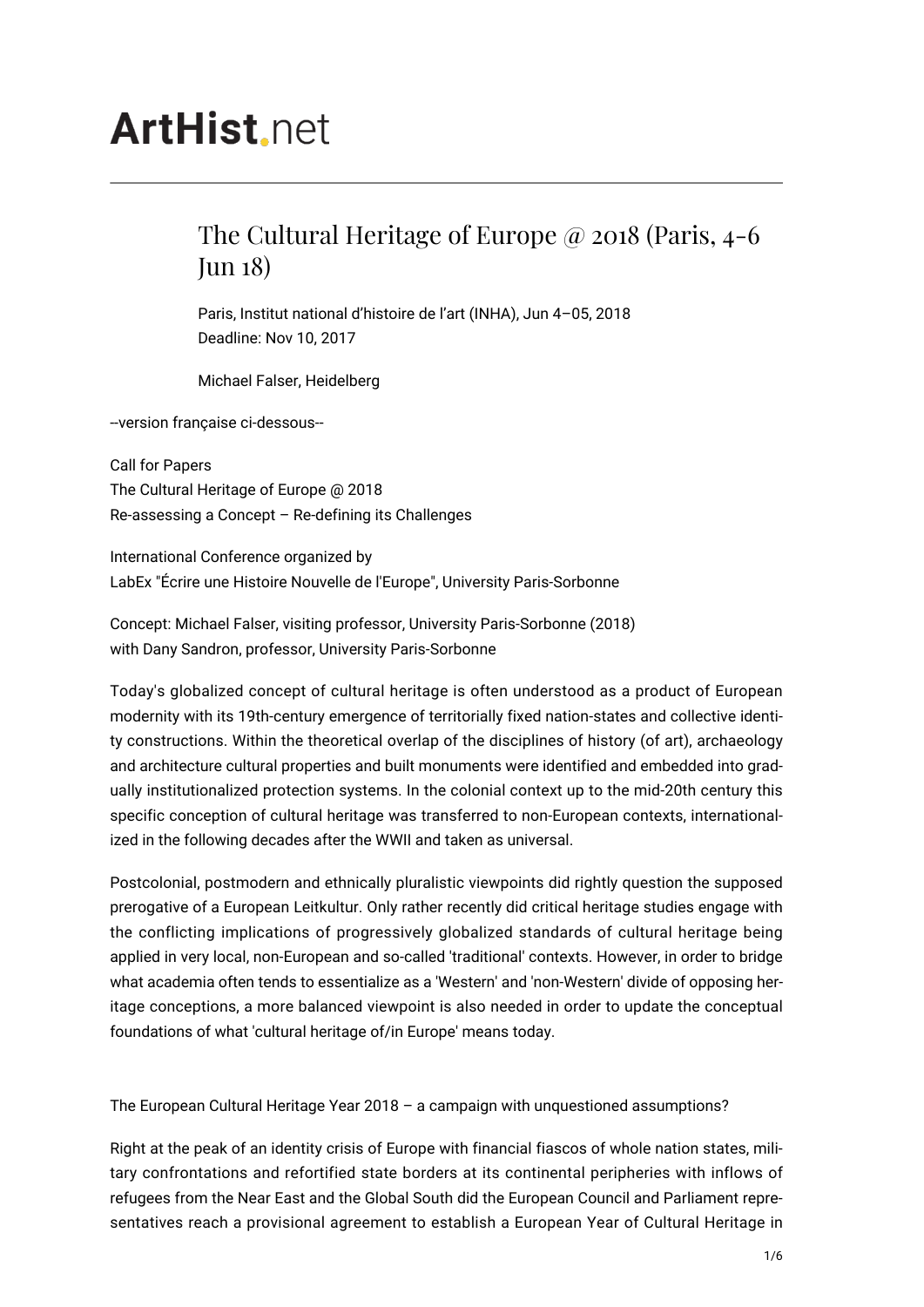# ArtHist.net

## The Cultural Heritage of Europe @ 2018 (Paris, 4-6 Jun 18)

Paris, Institut national d'histoire de l'art (INHA), Jun 4–05, 2018
Deadline: Nov 10, 2017

Michael Falser, Heidelberg

--version française ci-dessous--

Call for Papers
The Cultural Heritage of Europe @ 2018
Re-assessing a Concept – Re-defining its Challenges

International Conference organized by
LabEx "Écrire une Histoire Nouvelle de l'Europe", University Paris-Sorbonne

Concept: Michael Falser, visiting professor, University Paris-Sorbonne (2018)
with Dany Sandron, professor, University Paris-Sorbonne

Today's globalized concept of cultural heritage is often understood as a product of European modernity with its 19th-century emergence of territorially fixed nation-states and collective identity constructions. Within the theoretical overlap of the disciplines of history (of art), archaeology and architecture cultural properties and built monuments were identified and embedded into gradually institutionalized protection systems. In the colonial context up to the mid-20th century this specific conception of cultural heritage was transferred to non-European contexts, internationalized in the following decades after the WWII and taken as universal.

Postcolonial, postmodern and ethnically pluralistic viewpoints did rightly question the supposed prerogative of a European Leitkultur. Only rather recently did critical heritage studies engage with the conflicting implications of progressively globalized standards of cultural heritage being applied in very local, non-European and so-called 'traditional' contexts. However, in order to bridge what academia often tends to essentialize as a 'Western' and 'non-Western' divide of opposing heritage conceptions, a more balanced viewpoint is also needed in order to update the conceptual foundations of what 'cultural heritage of/in Europe' means today.

The European Cultural Heritage Year 2018 – a campaign with unquestioned assumptions?

Right at the peak of an identity crisis of Europe with financial fiascos of whole nation states, military confrontations and refortified state borders at its continental peripheries with inflows of refugees from the Near East and the Global South did the European Council and Parliament representatives reach a provisional agreement to establish a European Year of Cultural Heritage in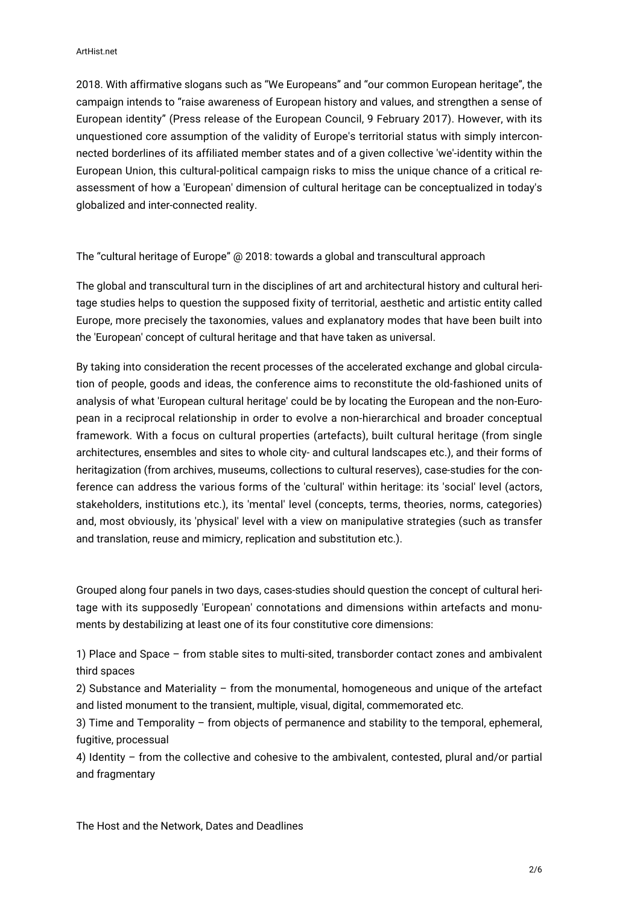2018. With affirmative slogans such as "We Europeans" and "our common European heritage", the campaign intends to "raise awareness of European history and values, and strengthen a sense of European identity" (Press release of the European Council, 9 February 2017). However, with its unquestioned core assumption of the validity of Europe's territorial status with simply interconnected borderlines of its affiliated member states and of a given collective 'we'-identity within the European Union, this cultural-political campaign risks to miss the unique chance of a critical re-assessment of how a 'European' dimension of cultural heritage can be conceptualized in today's globalized and inter-connected reality.

## The "cultural heritage of Europe" @ 2018: towards a global and transcultural approach

The global and transcultural turn in the disciplines of art and architectural history and cultural heritage studies helps to question the supposed fixity of territorial, aesthetic and artistic entity called Europe, more precisely the taxonomies, values and explanatory modes that have been built into the 'European' concept of cultural heritage and that have taken as universal.

By taking into consideration the recent processes of the accelerated exchange and global circulation of people, goods and ideas, the conference aims to reconstitute the old-fashioned units of analysis of what 'European cultural heritage' could be by locating the European and the non-European in a reciprocal relationship in order to evolve a non-hierarchical and broader conceptual framework. With a focus on cultural properties (artefacts), built cultural heritage (from single architectures, ensembles and sites to whole city- and cultural landscapes etc.), and their forms of heritagization (from archives, museums, collections to cultural reserves), case-studies for the conference can address the various forms of the 'cultural' within heritage: its 'social' level (actors, stakeholders, institutions etc.), its 'mental' level (concepts, terms, theories, norms, categories) and, most obviously, its 'physical' level with a view on manipulative strategies (such as transfer and translation, reuse and mimicry, replication and substitution etc.).

Grouped along four panels in two days, cases-studies should question the concept of cultural heritage with its supposedly 'European' connotations and dimensions within artefacts and monuments by destabilizing at least one of its four constitutive core dimensions:

1) Place and Space – from stable sites to multi-sited, transborder contact zones and ambivalent third spaces
2) Substance and Materiality – from the monumental, homogeneous and unique of the artefact and listed monument to the transient, multiple, visual, digital, commemorated etc.
3) Time and Temporality – from objects of permanence and stability to the temporal, ephemeral, fugitive, processual
4) Identity – from the collective and cohesive to the ambivalent, contested, plural and/or partial and fragmentary

## The Host and the Network, Dates and Deadlines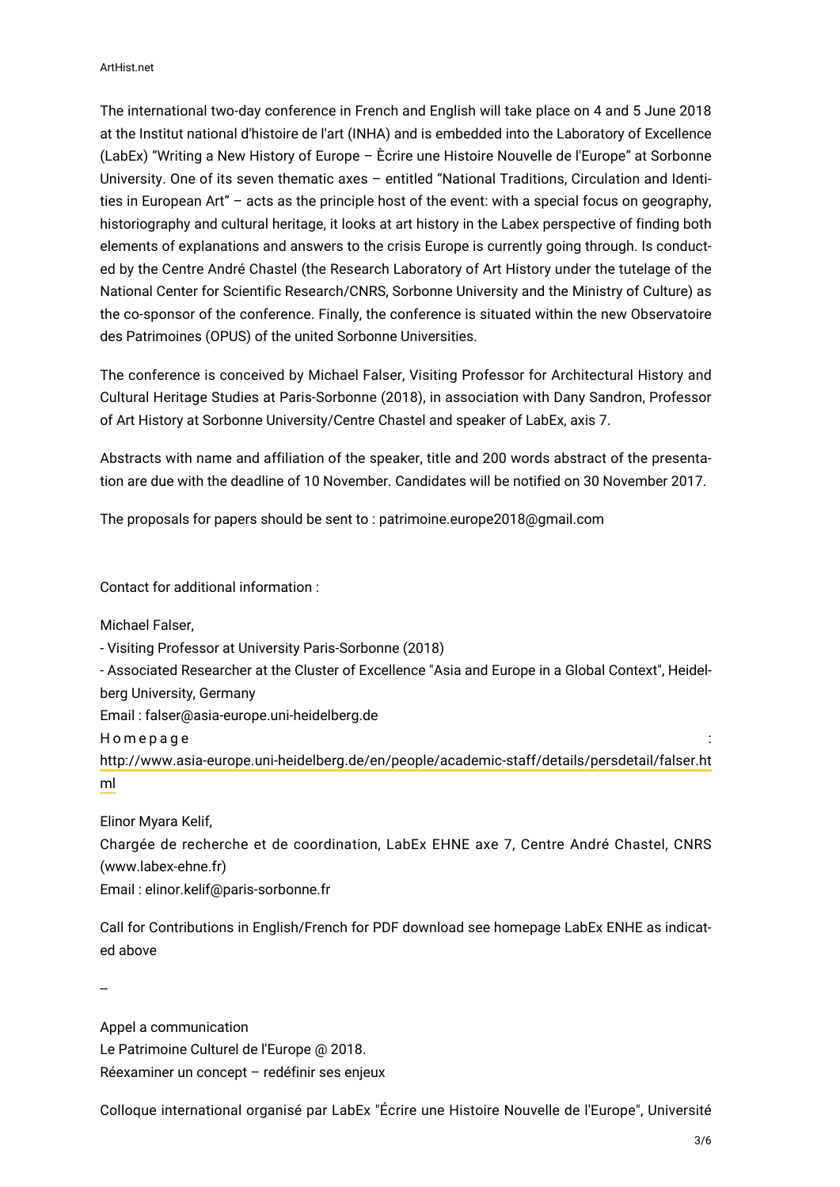The international two-day conference in French and English will take place on 4 and 5 June 2018 at the Institut national d'histoire de l'art (INHA) and is embedded into the Laboratory of Excellence (LabEx) "Writing a New History of Europe – Ècrire une Histoire Nouvelle de l'Europe" at Sorbonne University. One of its seven thematic axes – entitled "National Traditions, Circulation and Identities in European Art" – acts as the principle host of the event: with a special focus on geography, historiography and cultural heritage, it looks at art history in the Labex perspective of finding both elements of explanations and answers to the crisis Europe is currently going through. Is conducted by the Centre André Chastel (the Research Laboratory of Art History under the tutelage of the National Center for Scientific Research/CNRS, Sorbonne University and the Ministry of Culture) as the co-sponsor of the conference. Finally, the conference is situated within the new Observatoire des Patrimoines (OPUS) of the united Sorbonne Universities.

The conference is conceived by Michael Falser, Visiting Professor for Architectural History and Cultural Heritage Studies at Paris-Sorbonne (2018), in association with Dany Sandron, Professor of Art History at Sorbonne University/Centre Chastel and speaker of LabEx, axis 7.

Abstracts with name and affiliation of the speaker, title and 200 words abstract of the presentation are due with the deadline of 10 November. Candidates will be notified on 30 November 2017.

The proposals for papers should be sent to : patrimoine.europe2018@gmail.com

Contact for additional information :

Michael Falser,

- Visiting Professor at University Paris-Sorbonne (2018)
- Associated Researcher at the Cluster of Excellence "Asia and Europe in a Global Context", Heidelberg University, Germany

Email : falser@asia-europe.uni-heidelberg.de

Homepage : http://www.asia-europe.uni-heidelberg.de/en/people/academic-staff/details/persdetail/falser.html

Elinor Myara Kelif,

Chargée de recherche et de coordination, LabEx EHNE axe 7, Centre André Chastel, CNRS (www.labex-ehne.fr)

Email : elinor.kelif@paris-sorbonne.fr

Call for Contributions in English/French for PDF download see homepage LabEx ENHE as indicated above

--

Appel a communication

Le Patrimoine Culturel de l'Europe @ 2018.

Réexaminer un concept – redéfinir ses enjeux

Colloque international organisé par LabEx "Écrire une Histoire Nouvelle de l'Europe", Université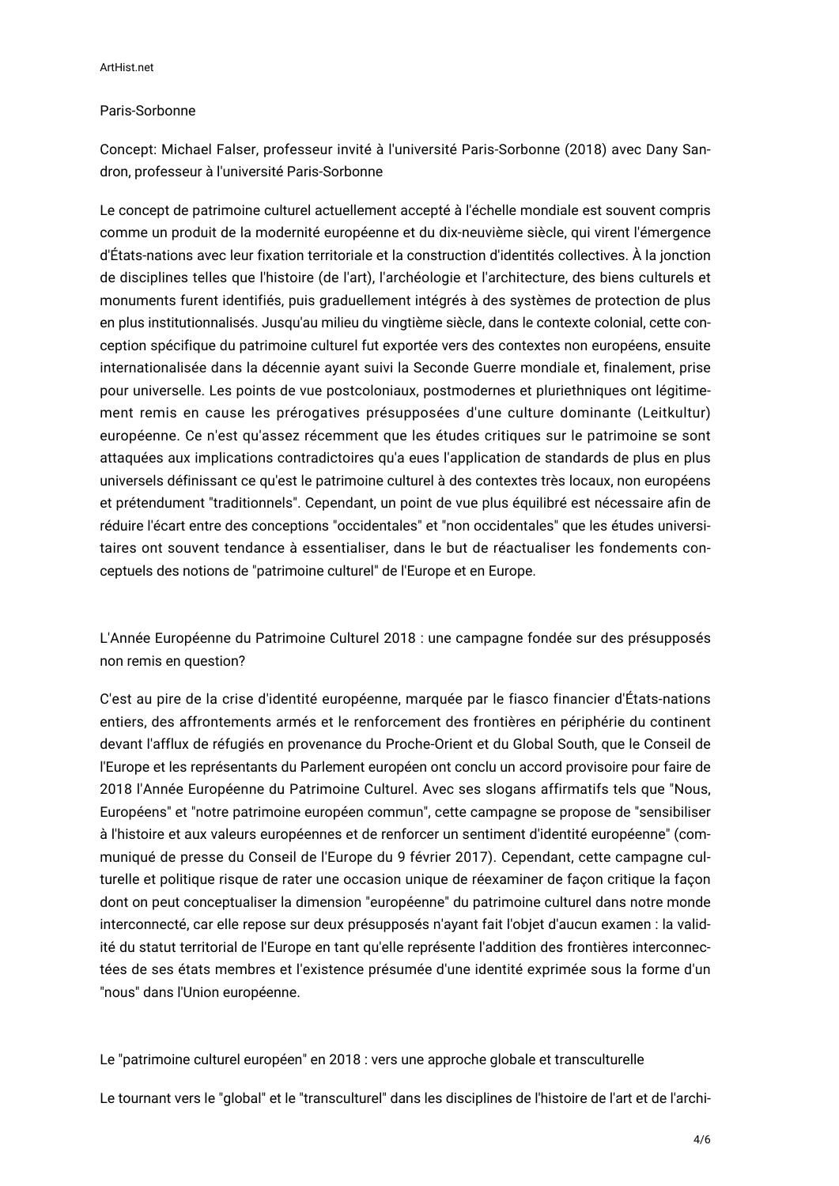Paris-Sorbonne

Concept: Michael Falser, professeur invité à l'université Paris-Sorbonne (2018) avec Dany Sandron, professeur à l'université Paris-Sorbonne

Le concept de patrimoine culturel actuellement accepté à l'échelle mondiale est souvent compris comme un produit de la modernité européenne et du dix-neuvième siècle, qui virent l'émergence d'États-nations avec leur fixation territoriale et la construction d'identités collectives. À la jonction de disciplines telles que l'histoire (de l'art), l'archéologie et l'architecture, des biens culturels et monuments furent identifiés, puis graduellement intégrés à des systèmes de protection de plus en plus institutionnalisés. Jusqu'au milieu du vingtième siècle, dans le contexte colonial, cette conception spécifique du patrimoine culturel fut exportée vers des contextes non européens, ensuite internationalisée dans la décennie ayant suivi la Seconde Guerre mondiale et, finalement, prise pour universelle. Les points de vue postcoloniaux, postmodernes et pluriethniques ont légitimement remis en cause les prérogatives présupposées d'une culture dominante (Leitkultur) européenne. Ce n'est qu'assez récemment que les études critiques sur le patrimoine se sont attaquées aux implications contradictoires qu'a eues l'application de standards de plus en plus universels définissant ce qu'est le patrimoine culturel à des contextes très locaux, non européens et prétendument "traditionnels". Cependant, un point de vue plus équilibré est nécessaire afin de réduire l'écart entre des conceptions "occidentales" et "non occidentales" que les études universitaires ont souvent tendance à essentialiser, dans le but de réactualiser les fondements conceptuels des notions de "patrimoine culturel" de l'Europe et en Europe.

L'Année Européenne du Patrimoine Culturel 2018 : une campagne fondée sur des présupposés non remis en question?

C'est au pire de la crise d'identité européenne, marquée par le fiasco financier d'États-nations entiers, des affrontements armés et le renforcement des frontières en périphérie du continent devant l'afflux de réfugiés en provenance du Proche-Orient et du Global South, que le Conseil de l'Europe et les représentants du Parlement européen ont conclu un accord provisoire pour faire de 2018 l'Année Européenne du Patrimoine Culturel. Avec ses slogans affirmatifs tels que "Nous, Européens" et "notre patrimoine européen commun", cette campagne se propose de "sensibiliser à l'histoire et aux valeurs européennes et de renforcer un sentiment d'identité européenne" (communiqué de presse du Conseil de l'Europe du 9 février 2017). Cependant, cette campagne culturelle et politique risque de rater une occasion unique de réexaminer de façon critique la façon dont on peut conceptualiser la dimension "européenne" du patrimoine culturel dans notre monde interconnecté, car elle repose sur deux présupposés n'ayant fait l'objet d'aucun examen : la validité du statut territorial de l'Europe en tant qu'elle représente l'addition des frontières interconnectées de ses états membres et l'existence présumée d'une identité exprimée sous la forme d'un "nous" dans l'Union européenne.

Le "patrimoine culturel européen" en 2018 : vers une approche globale et transculturelle

Le tournant vers le "global" et le "transculturel" dans les disciplines de l'histoire de l'art et de l'archi-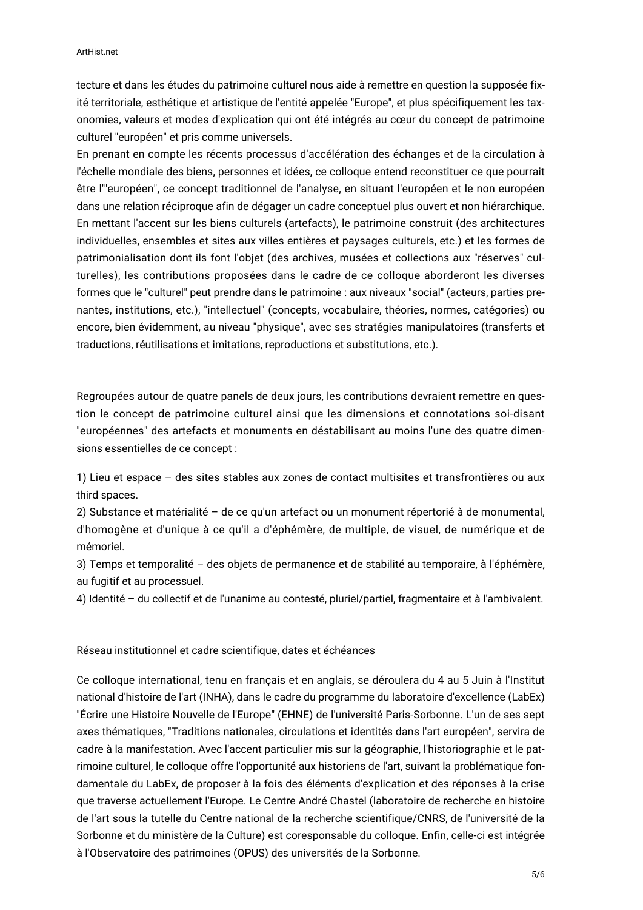tecture et dans les études du patrimoine culturel nous aide à remettre en question la supposée fixité territoriale, esthétique et artistique de l'entité appelée "Europe", et plus spécifiquement les taxonomies, valeurs et modes d'explication qui ont été intégrés au cœur du concept de patrimoine culturel "européen" et pris comme universels.
En prenant en compte les récents processus d'accélération des échanges et de la circulation à l'échelle mondiale des biens, personnes et idées, ce colloque entend reconstituer ce que pourrait être l'"européen", ce concept traditionnel de l'analyse, en situant l'européen et le non européen dans une relation réciproque afin de dégager un cadre conceptuel plus ouvert et non hiérarchique. En mettant l'accent sur les biens culturels (artefacts), le patrimoine construit (des architectures individuelles, ensembles et sites aux villes entières et paysages culturels, etc.) et les formes de patrimonialisation dont ils font l'objet (des archives, musées et collections aux "réserves" culturelles), les contributions proposées dans le cadre de ce colloque aborderont les diverses formes que le "culturel" peut prendre dans le patrimoine : aux niveaux "social" (acteurs, parties prenantes, institutions, etc.), "intellectuel" (concepts, vocabulaire, théories, normes, catégories) ou encore, bien évidemment, au niveau "physique", avec ses stratégies manipulatoires (transferts et traductions, réutilisations et imitations, reproductions et substitutions, etc.).

Regroupées autour de quatre panels de deux jours, les contributions devraient remettre en question le concept de patrimoine culturel ainsi que les dimensions et connotations soi-disant "européennes" des artefacts et monuments en déstabilisant au moins l'une des quatre dimensions essentielles de ce concept :

1) Lieu et espace – des sites stables aux zones de contact multisites et transfrontières ou aux third spaces.
2) Substance et matérialité – de ce qu'un artefact ou un monument répertorié à de monumental, d'homogène et d'unique à ce qu'il a d'éphémère, de multiple, de visuel, de numérique et de mémoriel.
3) Temps et temporalité – des objets de permanence et de stabilité au temporaire, à l'éphémère, au fugitif et au processuel.
4) Identité – du collectif et de l'unanime au contesté, pluriel/partiel, fragmentaire et à l'ambivalent.

Réseau institutionnel et cadre scientifique, dates et échéances

Ce colloque international, tenu en français et en anglais, se déroulera du 4 au 5 Juin à l'Institut national d'histoire de l'art (INHA), dans le cadre du programme du laboratoire d'excellence (LabEx) "Écrire une Histoire Nouvelle de l'Europe" (EHNE) de l'université Paris-Sorbonne. L'un de ses sept axes thématiques, "Traditions nationales, circulations et identités dans l'art européen", servira de cadre à la manifestation. Avec l'accent particulier mis sur la géographie, l'historiographie et le patrimoine culturel, le colloque offre l'opportunité aux historiens de l'art, suivant la problématique fondamentale du LabEx, de proposer à la fois des éléments d'explication et des réponses à la crise que traverse actuellement l'Europe. Le Centre André Chastel (laboratoire de recherche en histoire de l'art sous la tutelle du Centre national de la recherche scientifique/CNRS, de l'université de la Sorbonne et du ministère de la Culture) est coresponsable du colloque. Enfin, celle-ci est intégrée à l'Observatoire des patrimoines (OPUS) des universités de la Sorbonne.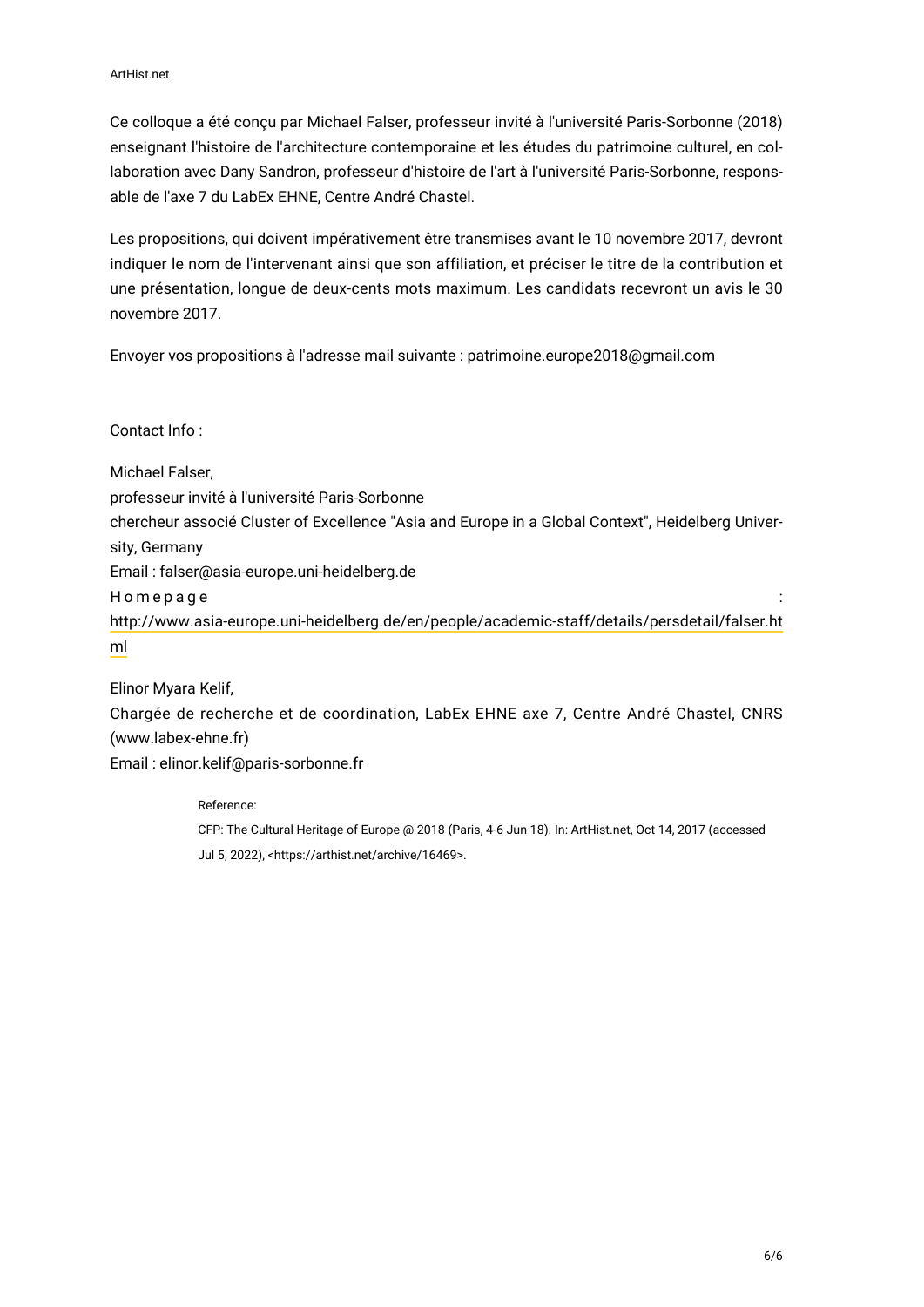Ce colloque a été conçu par Michael Falser, professeur invité à l'université Paris-Sorbonne (2018) enseignant l'histoire de l'architecture contemporaine et les études du patrimoine culturel, en collaboration avec Dany Sandron, professeur d'histoire de l'art à l'université Paris-Sorbonne, responsable de l'axe 7 du LabEx EHNE, Centre André Chastel.

Les propositions, qui doivent impérativement être transmises avant le 10 novembre 2017, devront indiquer le nom de l'intervenant ainsi que son affiliation, et préciser le titre de la contribution et une présentation, longue de deux-cents mots maximum. Les candidats recevront un avis le 30 novembre 2017.

Envoyer vos propositions à l'adresse mail suivante : patrimoine.europe2018@gmail.com

Contact Info :

Michael Falser,
professeur invité à l'université Paris-Sorbonne
chercheur associé Cluster of Excellence "Asia and Europe in a Global Context", Heidelberg University, Germany
Email : falser@asia-europe.uni-heidelberg.de
Homepage : http://www.asia-europe.uni-heidelberg.de/en/people/academic-staff/details/persdetail/falser.html

Elinor Myara Kelif,
Chargée de recherche et de coordination, LabEx EHNE axe 7, Centre André Chastel, CNRS (www.labex-ehne.fr)
Email : elinor.kelif@paris-sorbonne.fr

Reference:
CFP: The Cultural Heritage of Europe @ 2018 (Paris, 4-6 Jun 18). In: ArtHist.net, Oct 14, 2017 (accessed Jul 5, 2022), <https://arthist.net/archive/16469>.